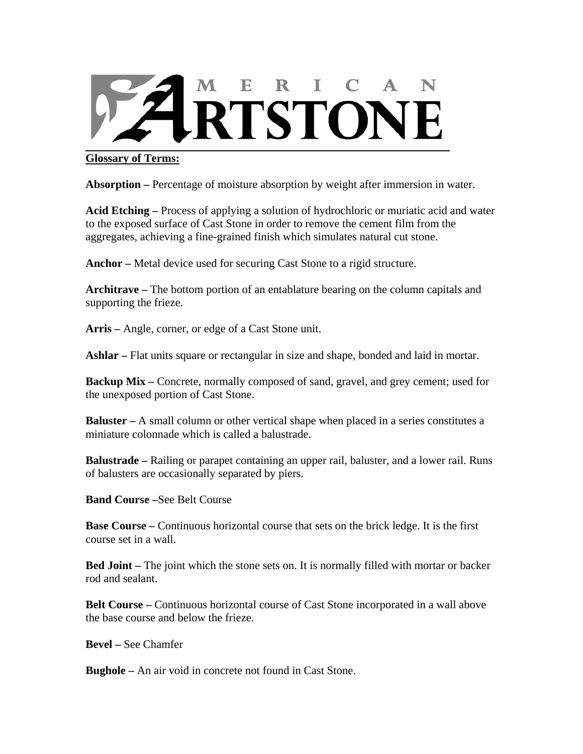# AMERICAN ARTSTONE

## Glossary of Terms:

**Absorption –** Percentage of moisture absorption by weight after immersion in water.

**Acid Etching –** Process of applying a solution of hydrochloric or muriatic acid and water to the exposed surface of Cast Stone in order to remove the cement film from the aggregates, achieving a fine-grained finish which simulates natural cut stone.

**Anchor –** Metal device used for securing Cast Stone to a rigid structure.

**Architrave –** The bottom portion of an entablature bearing on the column capitals and supporting the frieze.

**Arris –** Angle, corner, or edge of a Cast Stone unit.

**Ashlar –** Flat units square or rectangular in size and shape, bonded and laid in mortar.

**Backup Mix –** Concrete, normally composed of sand, gravel, and grey cement; used for the unexposed portion of Cast Stone.

**Baluster –** A small column or other vertical shape when placed in a series constitutes a miniature colonnade which is called a balustrade.

**Balustrade –** Railing or parapet containing an upper rail, baluster, and a lower rail. Runs of balusters are occasionally separated by piers.

**Band Course –**See Belt Course

**Base Course –** Continuous horizontal course that sets on the brick ledge. It is the first course set in a wall.

**Bed Joint –** The joint which the stone sets on. It is normally filled with mortar or backer rod and sealant.

**Belt Course –** Continuous horizontal course of Cast Stone incorporated in a wall above the base course and below the frieze.

**Bevel –** See Chamfer

**Bughole –** An air void in concrete not found in Cast Stone.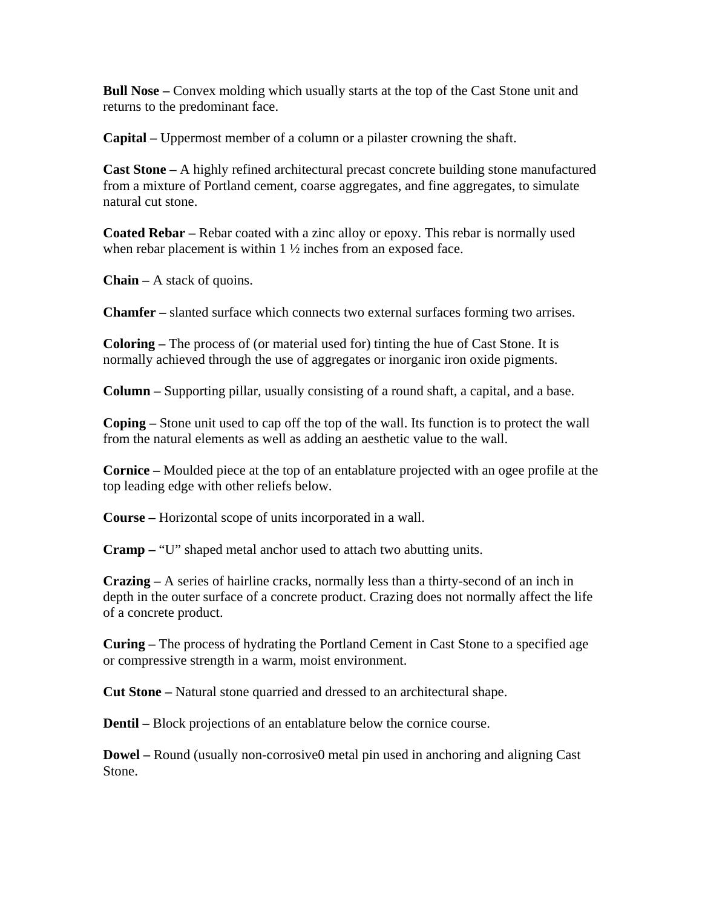**Bull Nose –** Convex molding which usually starts at the top of the Cast Stone unit and returns to the predominant face.

**Capital –** Uppermost member of a column or a pilaster crowning the shaft.

**Cast Stone –** A highly refined architectural precast concrete building stone manufactured from a mixture of Portland cement, coarse aggregates, and fine aggregates, to simulate natural cut stone.

**Coated Rebar –** Rebar coated with a zinc alloy or epoxy. This rebar is normally used when rebar placement is within 1 ½ inches from an exposed face.

**Chain –** A stack of quoins.

**Chamfer –** slanted surface which connects two external surfaces forming two arrises.

**Coloring –** The process of (or material used for) tinting the hue of Cast Stone. It is normally achieved through the use of aggregates or inorganic iron oxide pigments.

**Column –** Supporting pillar, usually consisting of a round shaft, a capital, and a base.

**Coping –** Stone unit used to cap off the top of the wall. Its function is to protect the wall from the natural elements as well as adding an aesthetic value to the wall.

**Cornice –** Moulded piece at the top of an entablature projected with an ogee profile at the top leading edge with other reliefs below.

**Course –** Horizontal scope of units incorporated in a wall.

**Cramp –** "U" shaped metal anchor used to attach two abutting units.

**Crazing –** A series of hairline cracks, normally less than a thirty-second of an inch in depth in the outer surface of a concrete product. Crazing does not normally affect the life of a concrete product.

**Curing –** The process of hydrating the Portland Cement in Cast Stone to a specified age or compressive strength in a warm, moist environment.

**Cut Stone –** Natural stone quarried and dressed to an architectural shape.

**Dentil –** Block projections of an entablature below the cornice course.

**Dowel –** Round (usually non-corrosive0 metal pin used in anchoring and aligning Cast Stone.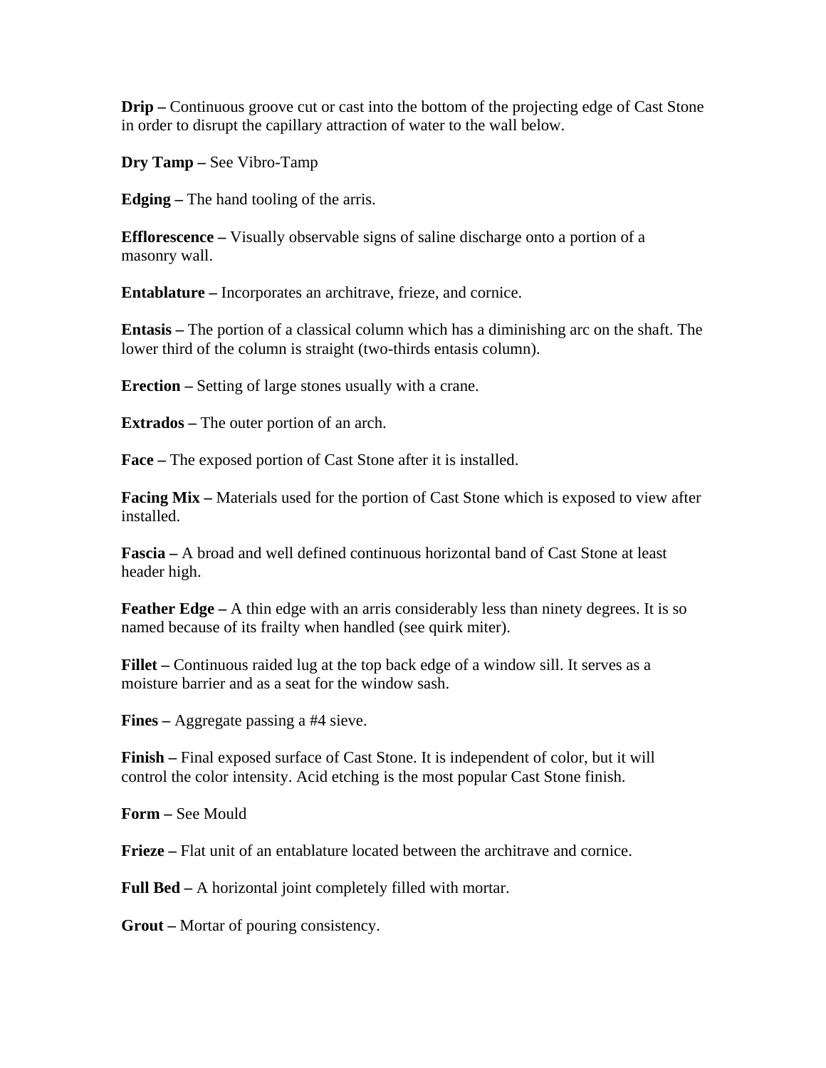**Drip –** Continuous groove cut or cast into the bottom of the projecting edge of Cast Stone in order to disrupt the capillary attraction of water to the wall below.

**Dry Tamp –** See Vibro-Tamp

**Edging –** The hand tooling of the arris.

**Efflorescence –** Visually observable signs of saline discharge onto a portion of a masonry wall.

**Entablature –** Incorporates an architrave, frieze, and cornice.

**Entasis –** The portion of a classical column which has a diminishing arc on the shaft. The lower third of the column is straight (two-thirds entasis column).

**Erection –** Setting of large stones usually with a crane.

**Extrados –** The outer portion of an arch.

**Face –** The exposed portion of Cast Stone after it is installed.

**Facing Mix –** Materials used for the portion of Cast Stone which is exposed to view after installed.

**Fascia –** A broad and well defined continuous horizontal band of Cast Stone at least header high.

**Feather Edge –** A thin edge with an arris considerably less than ninety degrees. It is so named because of its frailty when handled (see quirk miter).

**Fillet –** Continuous raided lug at the top back edge of a window sill. It serves as a moisture barrier and as a seat for the window sash.

**Fines –** Aggregate passing a #4 sieve.

**Finish –** Final exposed surface of Cast Stone. It is independent of color, but it will control the color intensity. Acid etching is the most popular Cast Stone finish.

**Form –** See Mould

**Frieze –** Flat unit of an entablature located between the architrave and cornice.

**Full Bed –** A horizontal joint completely filled with mortar.

**Grout –** Mortar of pouring consistency.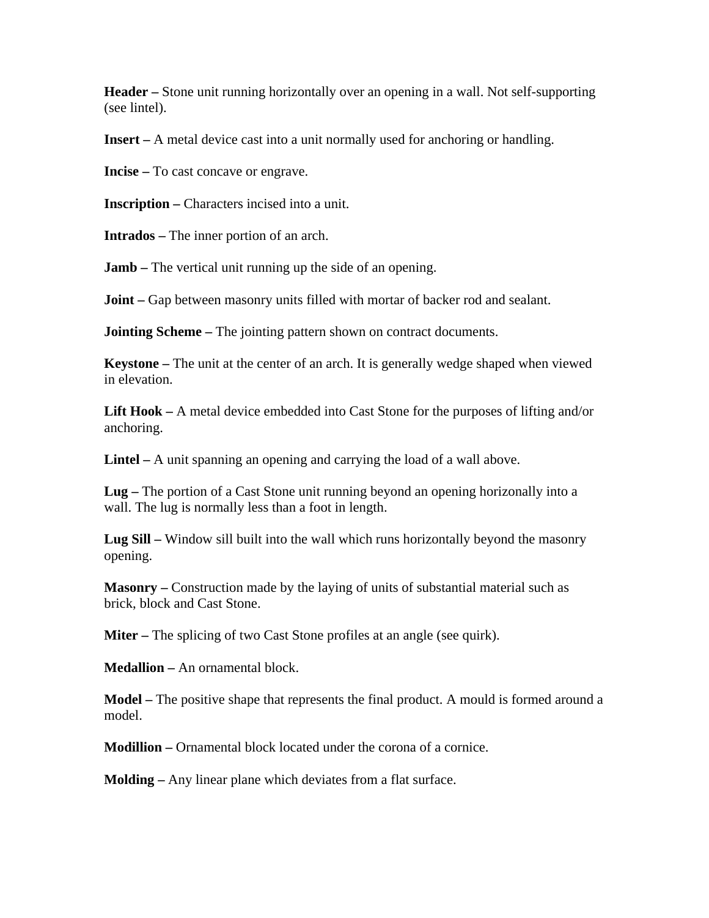**Header –** Stone unit running horizontally over an opening in a wall. Not self-supporting (see lintel).

**Insert –** A metal device cast into a unit normally used for anchoring or handling.

**Incise –** To cast concave or engrave.

**Inscription –** Characters incised into a unit.

**Intrados –** The inner portion of an arch.

**Jamb –** The vertical unit running up the side of an opening.

**Joint –** Gap between masonry units filled with mortar of backer rod and sealant.

**Jointing Scheme –** The jointing pattern shown on contract documents.

**Keystone –** The unit at the center of an arch. It is generally wedge shaped when viewed in elevation.

**Lift Hook –** A metal device embedded into Cast Stone for the purposes of lifting and/or anchoring.

**Lintel –** A unit spanning an opening and carrying the load of a wall above.

**Lug –** The portion of a Cast Stone unit running beyond an opening horizonally into a wall. The lug is normally less than a foot in length.

**Lug Sill –** Window sill built into the wall which runs horizontally beyond the masonry opening.

**Masonry –** Construction made by the laying of units of substantial material such as brick, block and Cast Stone.

**Miter –** The splicing of two Cast Stone profiles at an angle (see quirk).

**Medallion –** An ornamental block.

**Model –** The positive shape that represents the final product. A mould is formed around a model.

**Modillion –** Ornamental block located under the corona of a cornice.

**Molding –** Any linear plane which deviates from a flat surface.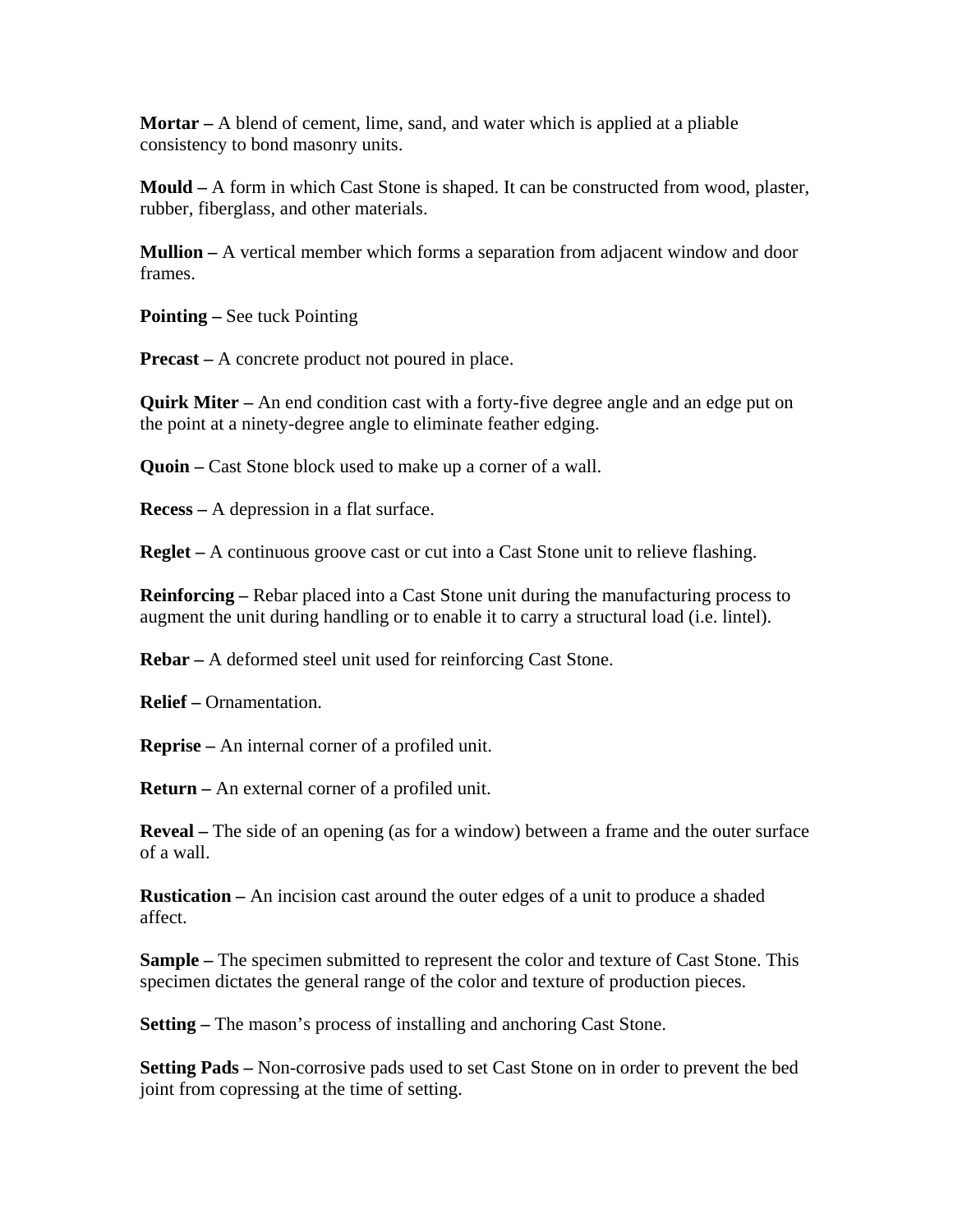**Mortar –** A blend of cement, lime, sand, and water which is applied at a pliable consistency to bond masonry units.

**Mould –** A form in which Cast Stone is shaped. It can be constructed from wood, plaster, rubber, fiberglass, and other materials.

**Mullion –** A vertical member which forms a separation from adjacent window and door frames.

**Pointing –** See tuck Pointing

**Precast –** A concrete product not poured in place.

**Quirk Miter –** An end condition cast with a forty-five degree angle and an edge put on the point at a ninety-degree angle to eliminate feather edging.

**Quoin –** Cast Stone block used to make up a corner of a wall.

**Recess –** A depression in a flat surface.

**Reglet –** A continuous groove cast or cut into a Cast Stone unit to relieve flashing.

**Reinforcing –** Rebar placed into a Cast Stone unit during the manufacturing process to augment the unit during handling or to enable it to carry a structural load (i.e. lintel).

**Rebar –** A deformed steel unit used for reinforcing Cast Stone.

**Relief –** Ornamentation.

**Reprise –** An internal corner of a profiled unit.

**Return –** An external corner of a profiled unit.

**Reveal –** The side of an opening (as for a window) between a frame and the outer surface of a wall.

**Rustication –** An incision cast around the outer edges of a unit to produce a shaded affect.

**Sample –** The specimen submitted to represent the color and texture of Cast Stone. This specimen dictates the general range of the color and texture of production pieces.

**Setting –** The mason's process of installing and anchoring Cast Stone.

**Setting Pads –** Non-corrosive pads used to set Cast Stone on in order to prevent the bed joint from copressing at the time of setting.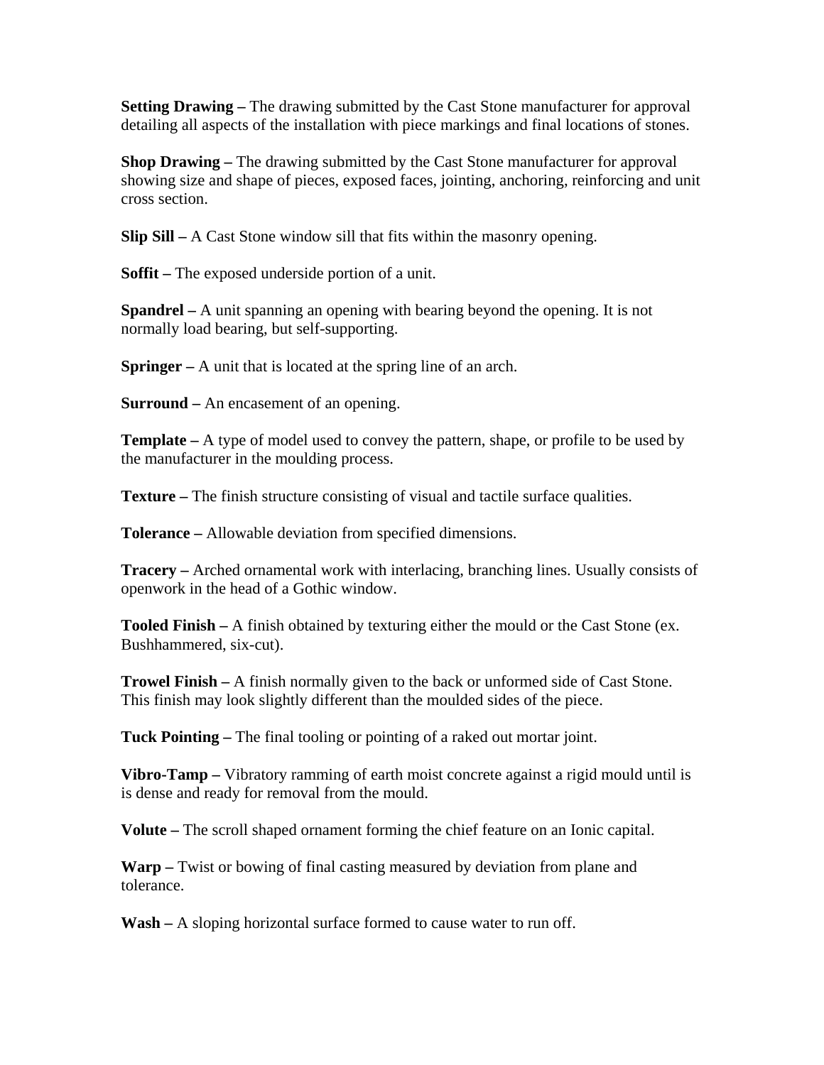**Setting Drawing –** The drawing submitted by the Cast Stone manufacturer for approval detailing all aspects of the installation with piece markings and final locations of stones.

**Shop Drawing –** The drawing submitted by the Cast Stone manufacturer for approval showing size and shape of pieces, exposed faces, jointing, anchoring, reinforcing and unit cross section.

**Slip Sill –** A Cast Stone window sill that fits within the masonry opening.

**Soffit –** The exposed underside portion of a unit.

**Spandrel –** A unit spanning an opening with bearing beyond the opening. It is not normally load bearing, but self-supporting.

**Springer –** A unit that is located at the spring line of an arch.

**Surround –** An encasement of an opening.

**Template –** A type of model used to convey the pattern, shape, or profile to be used by the manufacturer in the moulding process.

**Texture –** The finish structure consisting of visual and tactile surface qualities.

**Tolerance –** Allowable deviation from specified dimensions.

**Tracery –** Arched ornamental work with interlacing, branching lines. Usually consists of openwork in the head of a Gothic window.

**Tooled Finish –** A finish obtained by texturing either the mould or the Cast Stone (ex. Bushhammered, six-cut).

**Trowel Finish –** A finish normally given to the back or unformed side of Cast Stone. This finish may look slightly different than the moulded sides of the piece.

**Tuck Pointing –** The final tooling or pointing of a raked out mortar joint.

**Vibro-Tamp –** Vibratory ramming of earth moist concrete against a rigid mould until is is dense and ready for removal from the mould.

**Volute –** The scroll shaped ornament forming the chief feature on an Ionic capital.

**Warp –** Twist or bowing of final casting measured by deviation from plane and tolerance.

**Wash –** A sloping horizontal surface formed to cause water to run off.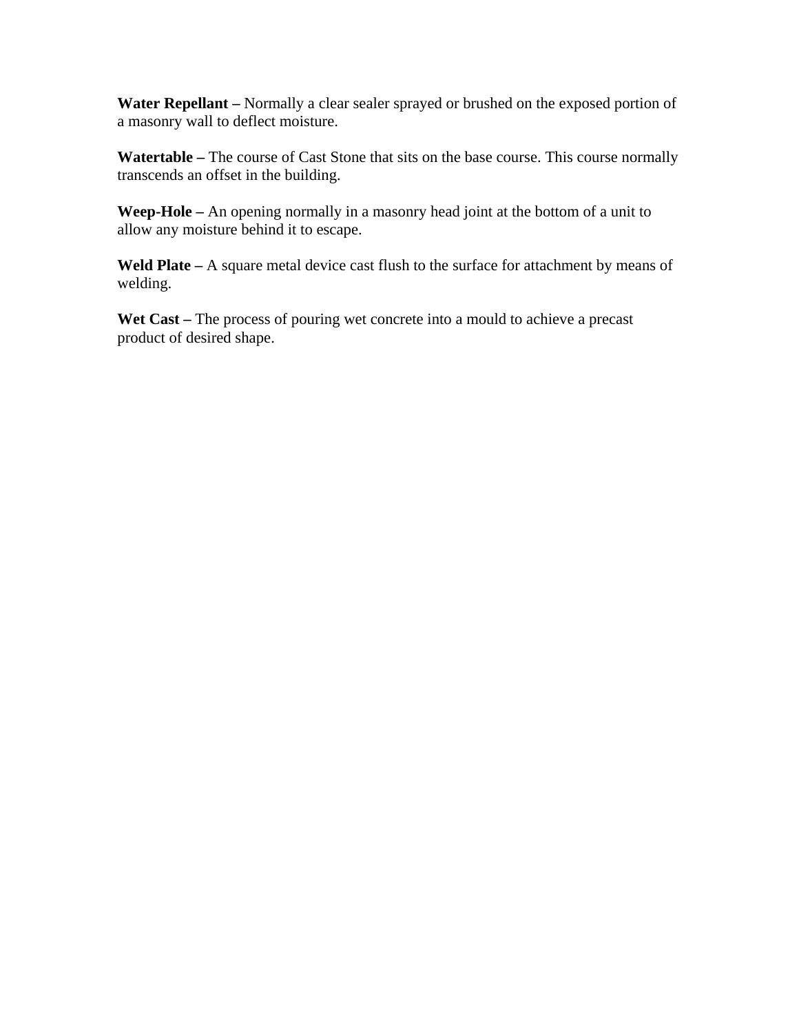**Water Repellant –** Normally a clear sealer sprayed or brushed on the exposed portion of a masonry wall to deflect moisture.

**Watertable –** The course of Cast Stone that sits on the base course. This course normally transcends an offset in the building.

**Weep-Hole –** An opening normally in a masonry head joint at the bottom of a unit to allow any moisture behind it to escape.

**Weld Plate –** A square metal device cast flush to the surface for attachment by means of welding.

**Wet Cast –** The process of pouring wet concrete into a mould to achieve a precast product of desired shape.